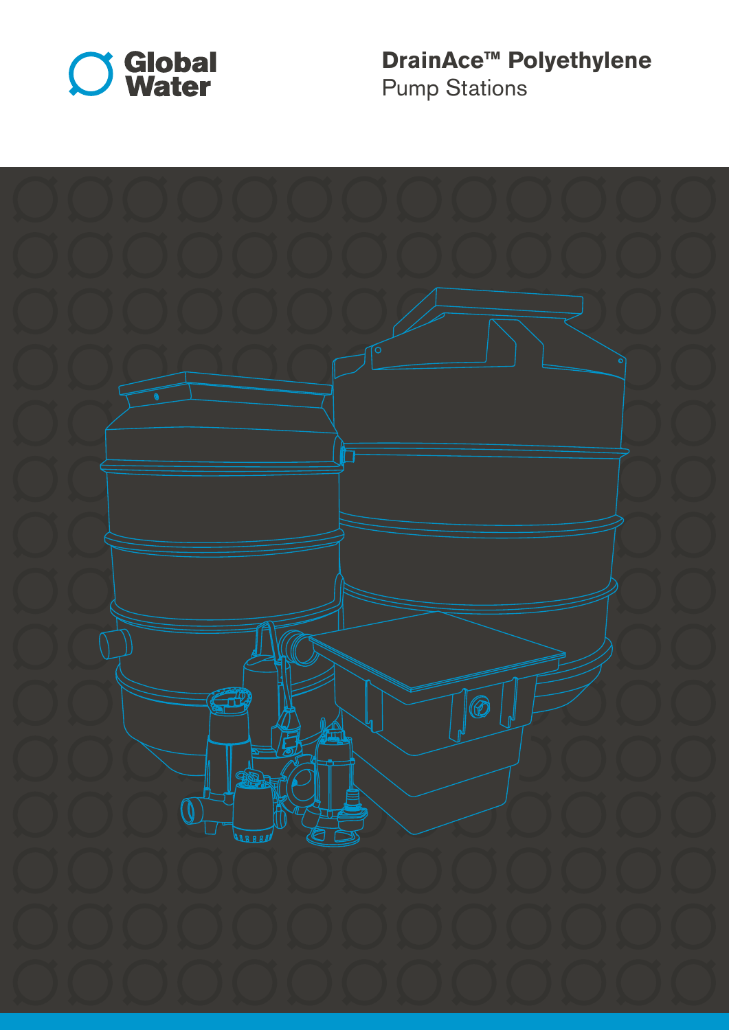Global Water

# DrainAce™ Polyethylene

## Pump Stations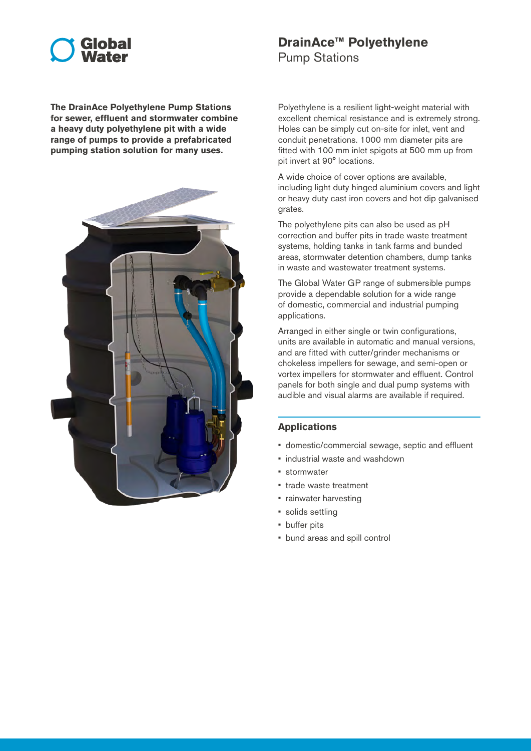# DrainAce™ Polyethylene

Pump Stations

**The DrainAce Polyethylene Pump Stations for sewer, effluent and stormwater combine a heavy duty polyethylene pit with a wide range of pumps to provide a prefabricated pumping station solution for many uses.**

Polyethylene is a resilient light-weight material with excellent chemical resistance and is extremely strong. Holes can be simply cut on-site for inlet, vent and conduit penetrations. 1000 mm diameter pits are fitted with 100 mm inlet spigots at 500 mm up from pit invert at 90° locations.

A wide choice of cover options are available, including light duty hinged aluminium covers and light or heavy duty cast iron covers and hot dip galvanised grates.

The polyethylene pits can also be used as pH correction and buffer pits in trade waste treatment systems, holding tanks in tank farms and bunded areas, stormwater detention chambers, dump tanks in waste and wastewater treatment systems.

The Global Water GP range of submersible pumps provide a dependable solution for a wide range of domestic, commercial and industrial pumping applications.

Arranged in either single or twin configurations, units are available in automatic and manual versions, and are fitted with cutter/grinder mechanisms or chokeless impellers for sewage, and semi-open or vortex impellers for stormwater and effluent. Control panels for both single and dual pump systems with audible and visual alarms are available if required.

## Applications

- domestic/commercial sewage, septic and effluent
- industrial waste and washdown
- stormwater
- trade waste treatment
- rainwater harvesting
- solids settling
- buffer pits
- bund areas and spill control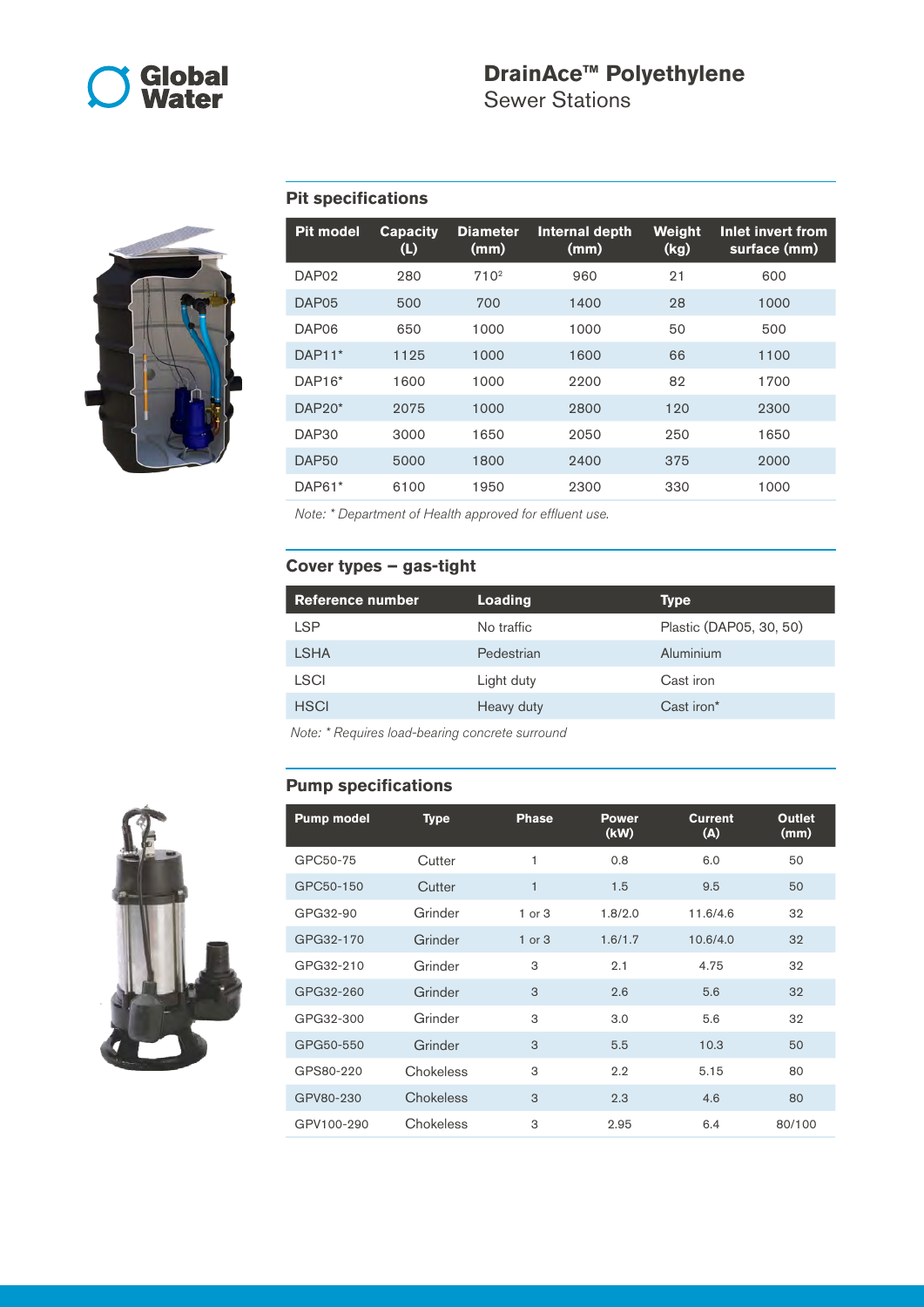# DrainAce™ Polyethylene
Sewer Stations

## Pit specifications

| Pit model | Capacity (L) | Diameter (mm) | Internal depth (mm) | Weight (kg) | Inlet invert from surface (mm) |
|---|---|---|---|---|---|
| DAP02 | 280 | 710[2] | 960 | 21 | 600 |
| DAP05 | 500 | 700 | 1400 | 28 | 1000 |
| DAP06 | 650 | 1000 | 1000 | 50 | 500 |
| DAP11* | 1125 | 1000 | 1600 | 66 | 1100 |
| DAP16* | 1600 | 1000 | 2200 | 82 | 1700 |
| DAP20* | 2075 | 1000 | 2800 | 120 | 2300 |
| DAP30 | 3000 | 1650 | 2050 | 250 | 1650 |
| DAP50 | 5000 | 1800 | 2400 | 375 | 2000 |
| DAP61* | 6100 | 1950 | 2300 | 330 | 1000 |

*Note: * Department of Health approved for effluent use.*

## Cover types – gas-tight

| Reference number | Loading | Type |
|---|---|---|
| LSP | No traffic | Plastic (DAP05, 30, 50) |
| LSHA | Pedestrian | Aluminium |
| LSCI | Light duty | Cast iron |
| HSCI | Heavy duty | Cast iron* |

*Note: * Requires load-bearing concrete surround*

## Pump specifications

| Pump model | Type | Phase | Power (kW) | Current (A) | Outlet (mm) |
|---|---|---|---|---|---|
| GPC50-75 | Cutter | 1 | 0.8 | 6.0 | 50 |
| GPC50-150 | Cutter | 1 | 1.5 | 9.5 | 50 |
| GPG32-90 | Grinder | 1 or 3 | 1.8/2.0 | 11.6/4.6 | 32 |
| GPG32-170 | Grinder | 1 or 3 | 1.6/1.7 | 10.6/4.0 | 32 |
| GPG32-210 | Grinder | 3 | 2.1 | 4.75 | 32 |
| GPG32-260 | Grinder | 3 | 2.6 | 5.6 | 32 |
| GPG32-300 | Grinder | 3 | 3.0 | 5.6 | 32 |
| GPG50-550 | Grinder | 3 | 5.5 | 10.3 | 50 |
| GPS80-220 | Chokeless | 3 | 2.2 | 5.15 | 80 |
| GPV80-230 | Chokeless | 3 | 2.3 | 4.6 | 80 |
| GPV100-290 | Chokeless | 3 | 2.95 | 6.4 | 80/100 |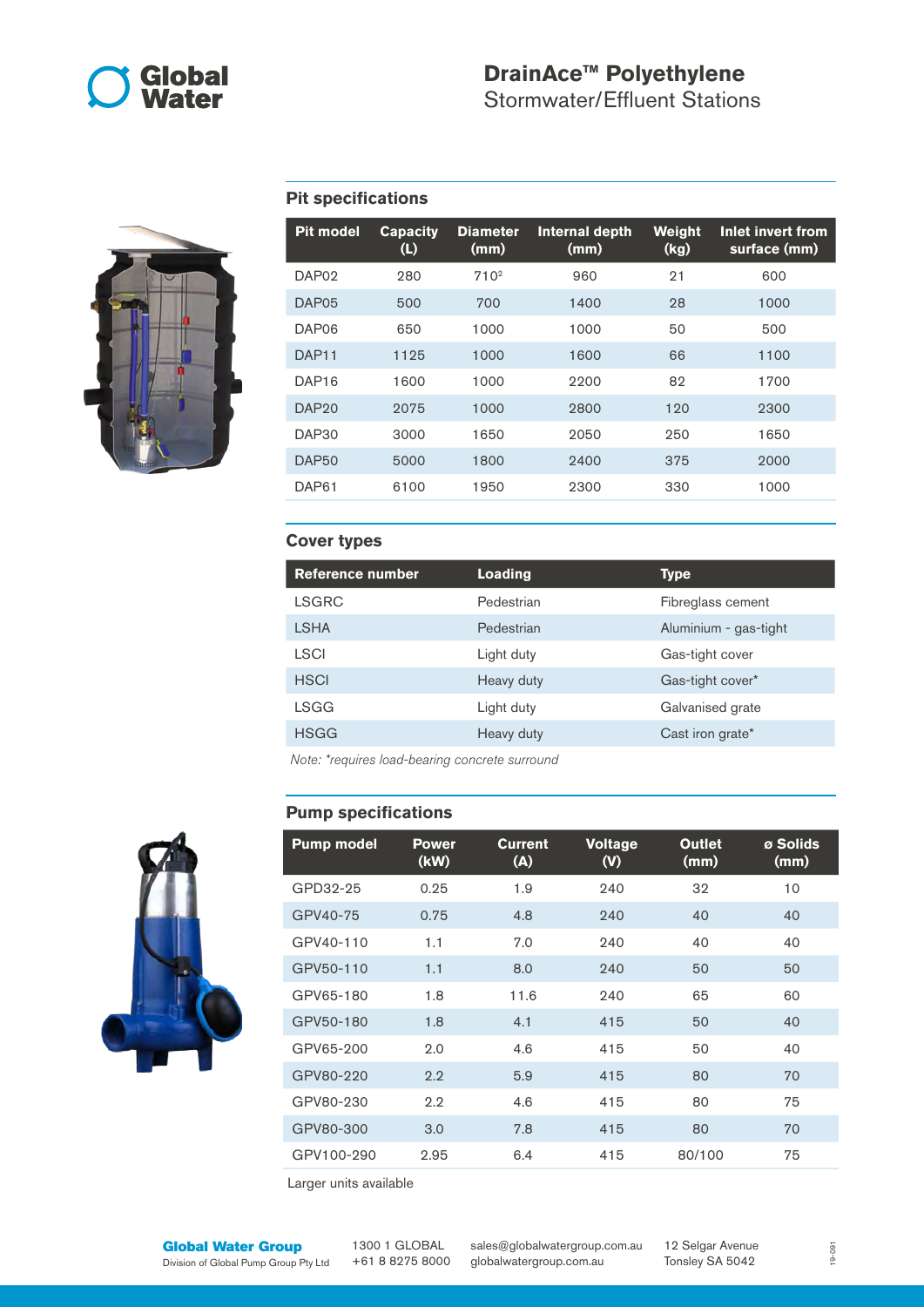# DrainAce™ Polyethylene
Stormwater/Effluent Stations

## Pit specifications

| Pit model | Capacity (L) | Diameter (mm) | Internal depth (mm) | Weight (kg) | Inlet invert from surface (mm) |
|---|---|---|---|---|---|
| DAP02 | 280 | 710[2] | 960 | 21 | 600 |
| DAP05 | 500 | 700 | 1400 | 28 | 1000 |
| DAP06 | 650 | 1000 | 1000 | 50 | 500 |
| DAP11 | 1125 | 1000 | 1600 | 66 | 1100 |
| DAP16 | 1600 | 1000 | 2200 | 82 | 1700 |
| DAP20 | 2075 | 1000 | 2800 | 120 | 2300 |
| DAP30 | 3000 | 1650 | 2050 | 250 | 1650 |
| DAP50 | 5000 | 1800 | 2400 | 375 | 2000 |
| DAP61 | 6100 | 1950 | 2300 | 330 | 1000 |

## Cover types

| Reference number | Loading | Type |
|---|---|---|
| LSGRC | Pedestrian | Fibreglass cement |
| LSHA | Pedestrian | Aluminium - gas-tight |
| LSCI | Light duty | Gas-tight cover |
| HSCI | Heavy duty | Gas-tight cover* |
| LSGG | Light duty | Galvanised grate |
| HSGG | Heavy duty | Cast iron grate* |

*Note: *requires load-bearing concrete surround*

## Pump specifications

| Pump model | Power (kW) | Current (A) | Voltage (V) | Outlet (mm) | ø Solids (mm) |
|---|---|---|---|---|---|
| GPD32-25 | 0.25 | 1.9 | 240 | 32 | 10 |
| GPV40-75 | 0.75 | 4.8 | 240 | 40 | 40 |
| GPV40-110 | 1.1 | 7.0 | 240 | 40 | 40 |
| GPV50-110 | 1.1 | 8.0 | 240 | 50 | 50 |
| GPV65-180 | 1.8 | 11.6 | 240 | 65 | 60 |
| GPV50-180 | 1.8 | 4.1 | 415 | 50 | 40 |
| GPV65-200 | 2.0 | 4.6 | 415 | 50 | 40 |
| GPV80-220 | 2.2 | 5.9 | 415 | 80 | 70 |
| GPV80-230 | 2.2 | 4.6 | 415 | 80 | 75 |
| GPV80-300 | 3.0 | 7.8 | 415 | 80 | 70 |
| GPV100-290 | 2.95 | 6.4 | 415 | 80/100 | 75 |

Larger units available

**Global Water Group**
Division of Global Pump Group Pty Ltd

1300 1 GLOBAL
+61 8 8275 8000

sales@globalwatergroup.com.au
globalwatergroup.com.au

12 Selgar Avenue
Tonsley SA 5042

19-091